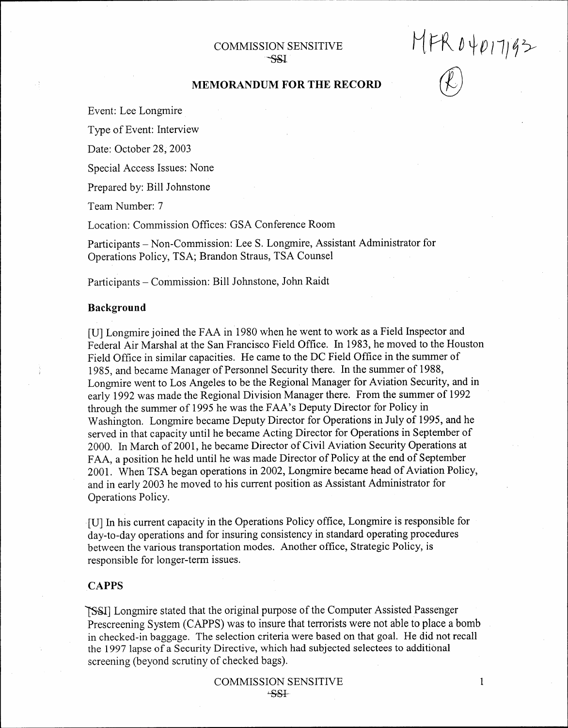COMMISSION SENSITIVE
~~SSI~~

MFR 04017192

(R)

## MEMORANDUM FOR THE RECORD

Event: Lee Longmire

Type of Event: Interview

Date: October 28, 2003

Special Access Issues: None

Prepared by: Bill Johnstone

Team Number: 7

Location: Commission Offices: GSA Conference Room

Participants – Non-Commission: Lee S. Longmire, Assistant Administrator for Operations Policy, TSA; Brandon Straus, TSA Counsel

Participants – Commission: Bill Johnstone, John Raidt

### Background

[U] Longmire joined the FAA in 1980 when he went to work as a Field Inspector and Federal Air Marshal at the San Francisco Field Office. In 1983, he moved to the Houston Field Office in similar capacities. He came to the DC Field Office in the summer of 1985, and became Manager of Personnel Security there. In the summer of 1988, Longmire went to Los Angeles to be the Regional Manager for Aviation Security, and in early 1992 was made the Regional Division Manager there. From the summer of 1992 through the summer of 1995 he was the FAA's Deputy Director for Policy in Washington. Longmire became Deputy Director for Operations in July of 1995, and he served in that capacity until he became Acting Director for Operations in September of 2000. In March of 2001, he became Director of Civil Aviation Security Operations at FAA, a position he held until he was made Director of Policy at the end of September 2001. When TSA began operations in 2002, Longmire became head of Aviation Policy, and in early 2003 he moved to his current position as Assistant Administrator for Operations Policy.

[U] In his current capacity in the Operations Policy office, Longmire is responsible for day-to-day operations and for insuring consistency in standard operating procedures between the various transportation modes. Another office, Strategic Policy, is responsible for longer-term issues.

### CAPPS

[~~SSI~~] Longmire stated that the original purpose of the Computer Assisted Passenger Prescreening System (CAPPS) was to insure that terrorists were not able to place a bomb in checked-in baggage. The selection criteria were based on that goal. He did not recall the 1997 lapse of a Security Directive, which had subjected selectees to additional screening (beyond scrutiny of checked bags).

COMMISSION SENSITIVE
~~SSI~~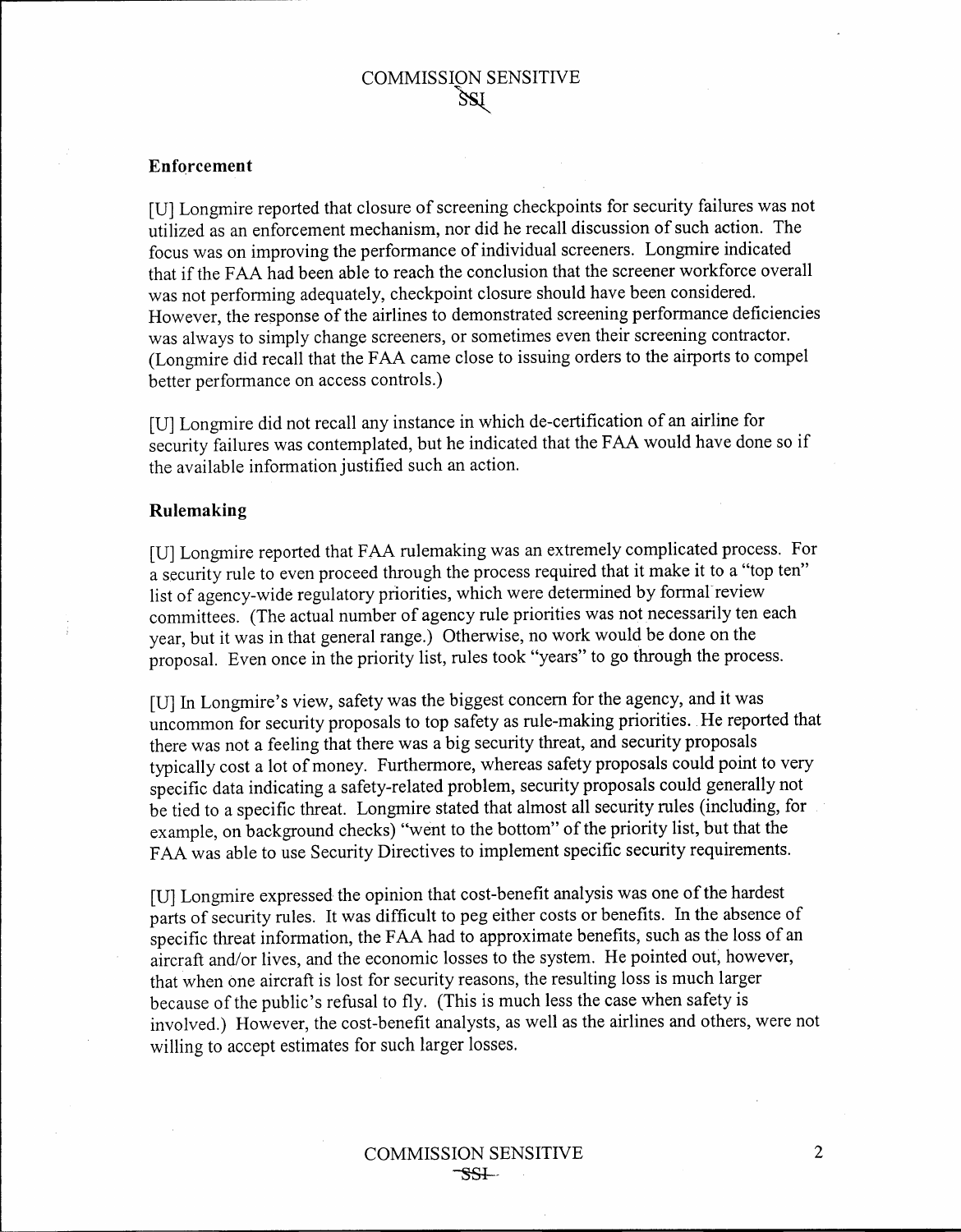## Enforcement

[U] Longmire reported that closure of screening checkpoints for security failures was not utilized as an enforcement mechanism, nor did he recall discussion of such action. The focus was on improving the performance of individual screeners. Longmire indicated that if the FAA had been able to reach the conclusion that the screener workforce overall was not performing adequately, checkpoint closure should have been considered. However, the response of the airlines to demonstrated screening performance deficiencies was always to simply change screeners, or sometimes even their screening contractor. (Longmire did recall that the FAA came close to issuing orders to the airports to compel better performance on access controls.)

[U] Longmire did not recall any instance in which de-certification of an airline for security failures was contemplated, but he indicated that the FAA would have done so if the available information justified such an action.

## Rulemaking

[U] Longmire reported that FAA rulemaking was an extremely complicated process. For a security rule to even proceed through the process required that it make it to a "top ten" list of agency-wide regulatory priorities, which were determined by formal review committees. (The actual number of agency rule priorities was not necessarily ten each year, but it was in that general range.) Otherwise, no work would be done on the proposal. Even once in the priority list, rules took "years" to go through the process.

[U] In Longmire's view, safety was the biggest concern for the agency, and it was uncommon for security proposals to top safety as rule-making priorities. He reported that there was not a feeling that there was a big security threat, and security proposals typically cost a lot of money. Furthermore, whereas safety proposals could point to very specific data indicating a safety-related problem, security proposals could generally not be tied to a specific threat. Longmire stated that almost all security rules (including, for example, on background checks) "went to the bottom" of the priority list, but that the FAA was able to use Security Directives to implement specific security requirements.

[U] Longmire expressed the opinion that cost-benefit analysis was one of the hardest parts of security rules. It was difficult to peg either costs or benefits. In the absence of specific threat information, the FAA had to approximate benefits, such as the loss of an aircraft and/or lives, and the economic losses to the system. He pointed out, however, that when one aircraft is lost for security reasons, the resulting loss is much larger because of the public's refusal to fly. (This is much less the case when safety is involved.) However, the cost-benefit analysts, as well as the airlines and others, were not willing to accept estimates for such larger losses.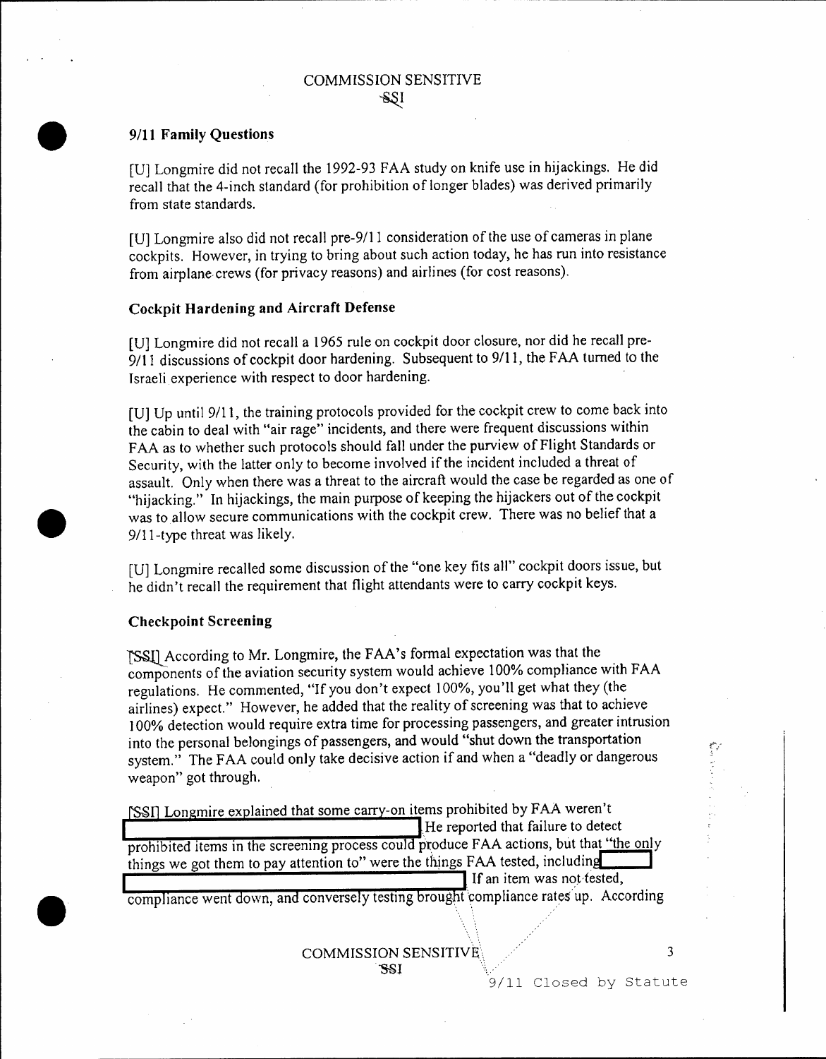## 9/11 Family Questions

[U] Longmire did not recall the 1992-93 FAA study on knife use in hijackings. He did recall that the 4-inch standard (for prohibition of longer blades) was derived primarily from state standards.

[U] Longmire also did not recall pre-9/11 consideration of the use of cameras in plane cockpits. However, in trying to bring about such action today, he has run into resistance from airplane crews (for privacy reasons) and airlines (for cost reasons).

## Cockpit Hardening and Aircraft Defense

[U] Longmire did not recall a 1965 rule on cockpit door closure, nor did he recall pre-9/11 discussions of cockpit door hardening. Subsequent to 9/11, the FAA turned to the Israeli experience with respect to door hardening.

[U] Up until 9/11, the training protocols provided for the cockpit crew to come back into the cabin to deal with "air rage" incidents, and there were frequent discussions within FAA as to whether such protocols should fall under the purview of Flight Standards or Security, with the latter only to become involved if the incident included a threat of assault. Only when there was a threat to the aircraft would the case be regarded as one of "hijacking." In hijackings, the main purpose of keeping the hijackers out of the cockpit was to allow secure communications with the cockpit crew. There was no belief that a 9/11-type threat was likely.

[U] Longmire recalled some discussion of the "one key fits all" cockpit doors issue, but he didn't recall the requirement that flight attendants were to carry cockpit keys.

## Checkpoint Screening

[SSI] According to Mr. Longmire, the FAA's formal expectation was that the components of the aviation security system would achieve 100% compliance with FAA regulations. He commented, "If you don't expect 100%, you'll get what they (the airlines) expect." However, he added that the reality of screening was that to achieve 100% detection would require extra time for processing passengers, and greater intrusion into the personal belongings of passengers, and would "shut down the transportation system." The FAA could only take decisive action if and when a "deadly or dangerous weapon" got through.

[SSI] Longmire explained that some carry-on items prohibited by FAA weren't [REDACTED] He reported that failure to detect prohibited items in the screening process could produce FAA actions, but that "the only things we got them to pay attention to" were the things FAA tested, including [REDACTED] If an item was not tested, compliance went down, and conversely testing brought compliance rates up. According

9/11 Closed by Statute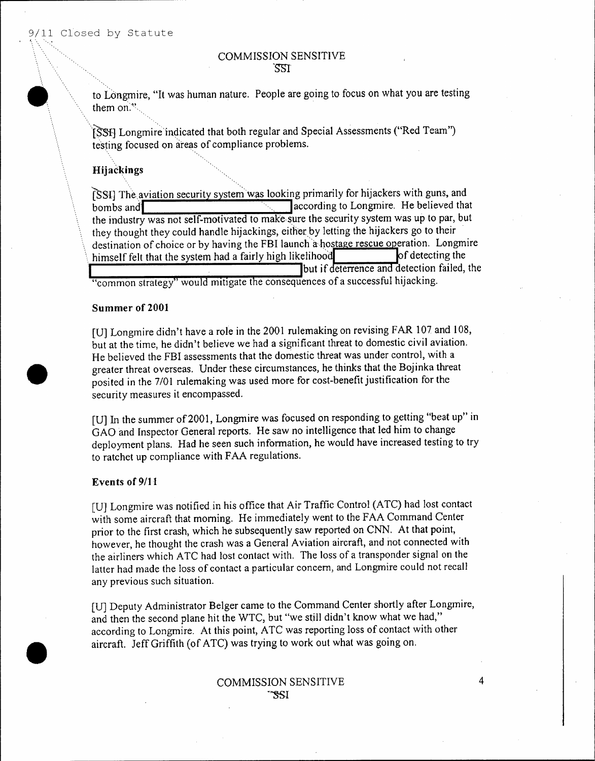to Longmire, "It was human nature. People are going to focus on what you are testing them on."

[SSI] Longmire indicated that both regular and Special Assessments ("Red Team") testing focused on areas of compliance problems.

**Hijackings**

[SSI] The aviation security system was looking primarily for hijackers with guns, and bombs and [REDACTED] according to Longmire. He believed that the industry was not self-motivated to make sure the security system was up to par, but they thought they could handle hijackings, either by letting the hijackers go to their destination of choice or by having the FBI launch a hostage rescue operation. Longmire himself felt that the system had a fairly high likelihood [REDACTED] of detecting the [REDACTED] but if deterrence and detection failed, the "common strategy" would mitigate the consequences of a successful hijacking.

**Summer of 2001**

[U] Longmire didn't have a role in the 2001 rulemaking on revising FAR 107 and 108, but at the time, he didn't believe we had a significant threat to domestic civil aviation. He believed the FBI assessments that the domestic threat was under control, with a greater threat overseas. Under these circumstances, he thinks that the Bojinka threat posited in the 7/01 rulemaking was used more for cost-benefit justification for the security measures it encompassed.

[U] In the summer of 2001, Longmire was focused on responding to getting "beat up" in GAO and Inspector General reports. He saw no intelligence that led him to change deployment plans. Had he seen such information, he would have increased testing to try to ratchet up compliance with FAA regulations.

**Events of 9/11**

[U] Longmire was notified in his office that Air Traffic Control (ATC) had lost contact with some aircraft that morning. He immediately went to the FAA Command Center prior to the first crash, which he subsequently saw reported on CNN. At that point, however, he thought the crash was a General Aviation aircraft, and not connected with the airliners which ATC had lost contact with. The loss of a transponder signal on the latter had made the loss of contact a particular concern, and Longmire could not recall any previous such situation.

[U] Deputy Administrator Belger came to the Command Center shortly after Longmire, and then the second plane hit the WTC, but "we still didn't know what we had," according to Longmire. At this point, ATC was reporting loss of contact with other aircraft. Jeff Griffith (of ATC) was trying to work out what was going on.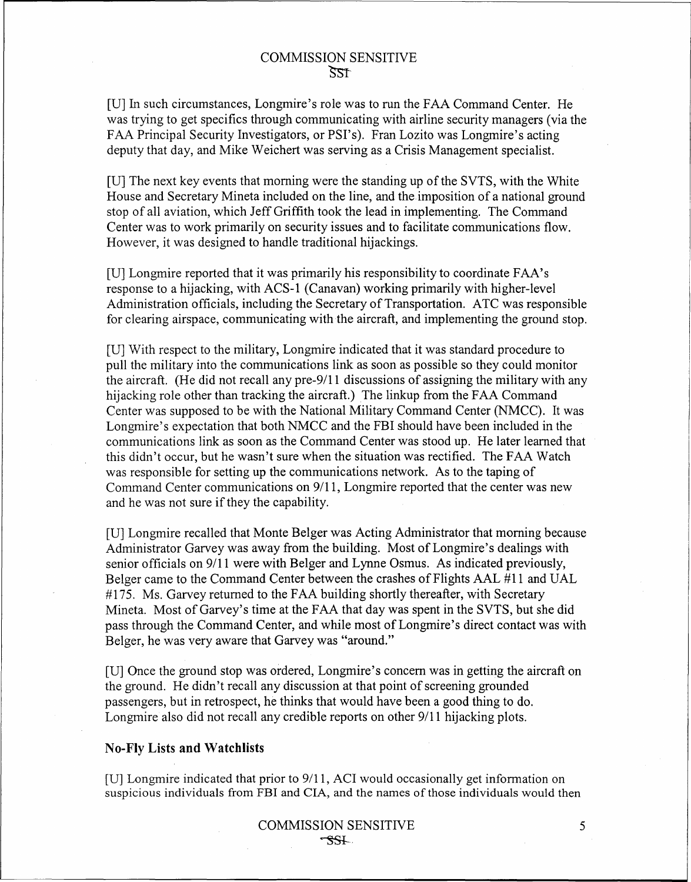[U] In such circumstances, Longmire's role was to run the FAA Command Center. He was trying to get specifics through communicating with airline security managers (via the FAA Principal Security Investigators, or PSI's). Fran Lozito was Longmire's acting deputy that day, and Mike Weichert was serving as a Crisis Management specialist.

[U] The next key events that morning were the standing up of the SVTS, with the White House and Secretary Mineta included on the line, and the imposition of a national ground stop of all aviation, which Jeff Griffith took the lead in implementing. The Command Center was to work primarily on security issues and to facilitate communications flow. However, it was designed to handle traditional hijackings.

[U] Longmire reported that it was primarily his responsibility to coordinate FAA's response to a hijacking, with ACS-1 (Canavan) working primarily with higher-level Administration officials, including the Secretary of Transportation. ATC was responsible for clearing airspace, communicating with the aircraft, and implementing the ground stop.

[U] With respect to the military, Longmire indicated that it was standard procedure to pull the military into the communications link as soon as possible so they could monitor the aircraft. (He did not recall any pre-9/11 discussions of assigning the military with any hijacking role other than tracking the aircraft.) The linkup from the FAA Command Center was supposed to be with the National Military Command Center (NMCC). It was Longmire's expectation that both NMCC and the FBI should have been included in the communications link as soon as the Command Center was stood up. He later learned that this didn't occur, but he wasn't sure when the situation was rectified. The FAA Watch was responsible for setting up the communications network. As to the taping of Command Center communications on 9/11, Longmire reported that the center was new and he was not sure if they the capability.

[U] Longmire recalled that Monte Belger was Acting Administrator that morning because Administrator Garvey was away from the building. Most of Longmire's dealings with senior officials on 9/11 were with Belger and Lynne Osmus. As indicated previously, Belger came to the Command Center between the crashes of Flights AAL #11 and UAL #175. Ms. Garvey returned to the FAA building shortly thereafter, with Secretary Mineta. Most of Garvey's time at the FAA that day was spent in the SVTS, but she did pass through the Command Center, and while most of Longmire's direct contact was with Belger, he was very aware that Garvey was "around."

[U] Once the ground stop was ordered, Longmire's concern was in getting the aircraft on the ground. He didn't recall any discussion at that point of screening grounded passengers, but in retrospect, he thinks that would have been a good thing to do. Longmire also did not recall any credible reports on other 9/11 hijacking plots.

### No-Fly Lists and Watchlists

[U] Longmire indicated that prior to 9/11, ACI would occasionally get information on suspicious individuals from FBI and CIA, and the names of those individuals would then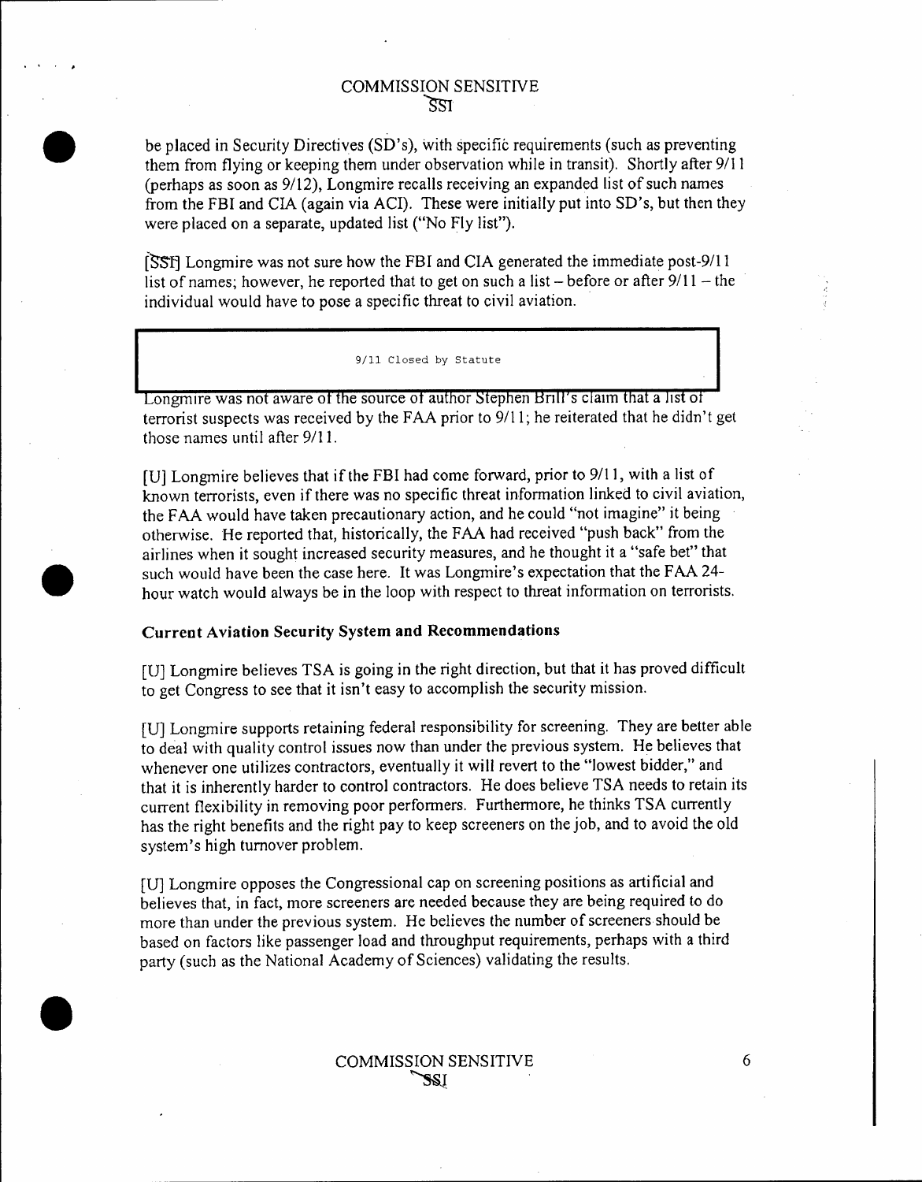be placed in Security Directives (SD's), with specific requirements (such as preventing them from flying or keeping them under observation while in transit). Shortly after 9/11 (perhaps as soon as 9/12), Longmire recalls receiving an expanded list of such names from the FBI and CIA (again via ACI). These were initially put into SD's, but then they were placed on a separate, updated list ("No Fly list").

[SSI] Longmire was not sure how the FBI and CIA generated the immediate post-9/11 list of names; however, he reported that to get on such a list – before or after 9/11 – the individual would have to pose a specific threat to civil aviation.

9/11 Closed by Statute

Longmire was not aware of the source of author Stephen Brill's claim that a list of terrorist suspects was received by the FAA prior to 9/11; he reiterated that he didn't get those names until after 9/11.

[U] Longmire believes that if the FBI had come forward, prior to 9/11, with a list of known terrorists, even if there was no specific threat information linked to civil aviation, the FAA would have taken precautionary action, and he could "not imagine" it being otherwise. He reported that, historically, the FAA had received "push back" from the airlines when it sought increased security measures, and he thought it a "safe bet" that such would have been the case here. It was Longmire's expectation that the FAA 24-hour watch would always be in the loop with respect to threat information on terrorists.

**Current Aviation Security System and Recommendations**

[U] Longmire believes TSA is going in the right direction, but that it has proved difficult to get Congress to see that it isn't easy to accomplish the security mission.

[U] Longmire supports retaining federal responsibility for screening. They are better able to deal with quality control issues now than under the previous system. He believes that whenever one utilizes contractors, eventually it will revert to the "lowest bidder," and that it is inherently harder to control contractors. He does believe TSA needs to retain its current flexibility in removing poor performers. Furthermore, he thinks TSA currently has the right benefits and the right pay to keep screeners on the job, and to avoid the old system's high turnover problem.

[U] Longmire opposes the Congressional cap on screening positions as artificial and believes that, in fact, more screeners are needed because they are being required to do more than under the previous system. He believes the number of screeners should be based on factors like passenger load and throughput requirements, perhaps with a third party (such as the National Academy of Sciences) validating the results.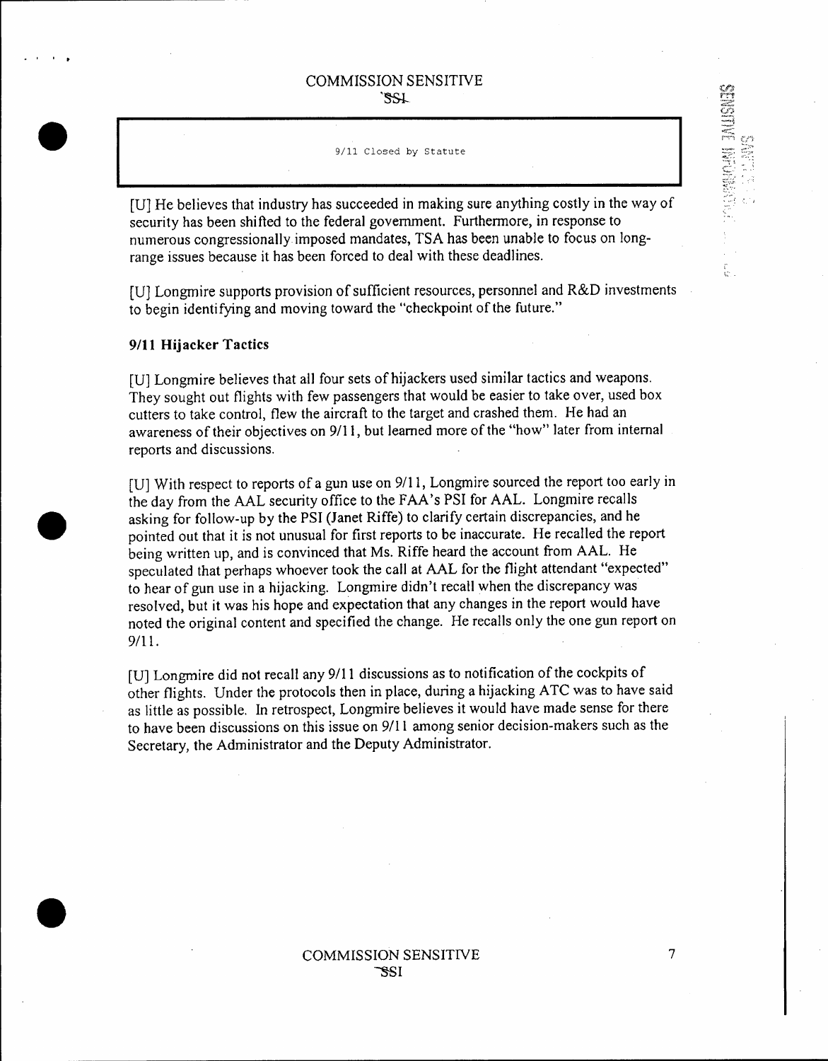9/11 Closed by Statute

[U] He believes that industry has succeeded in making sure anything costly in the way of security has been shifted to the federal government. Furthermore, in response to numerous congressionally imposed mandates, TSA has been unable to focus on long-range issues because it has been forced to deal with these deadlines.

[U] Longmire supports provision of sufficient resources, personnel and R&D investments to begin identifying and moving toward the "checkpoint of the future."

### 9/11 Hijacker Tactics

[U] Longmire believes that all four sets of hijackers used similar tactics and weapons. They sought out flights with few passengers that would be easier to take over, used box cutters to take control, flew the aircraft to the target and crashed them. He had an awareness of their objectives on 9/11, but learned more of the "how" later from internal reports and discussions.

[U] With respect to reports of a gun use on 9/11, Longmire sourced the report too early in the day from the AAL security office to the FAA's PSI for AAL. Longmire recalls asking for follow-up by the PSI (Janet Riffe) to clarify certain discrepancies, and he pointed out that it is not unusual for first reports to be inaccurate. He recalled the report being written up, and is convinced that Ms. Riffe heard the account from AAL. He speculated that perhaps whoever took the call at AAL for the flight attendant "expected" to hear of gun use in a hijacking. Longmire didn't recall when the discrepancy was resolved, but it was his hope and expectation that any changes in the report would have noted the original content and specified the change. He recalls only the one gun report on 9/11.

[U] Longmire did not recall any 9/11 discussions as to notification of the cockpits of other flights. Under the protocols then in place, during a hijacking ATC was to have said as little as possible. In retrospect, Longmire believes it would have made sense for there to have been discussions on this issue on 9/11 among senior decision-makers such as the Secretary, the Administrator and the Deputy Administrator.